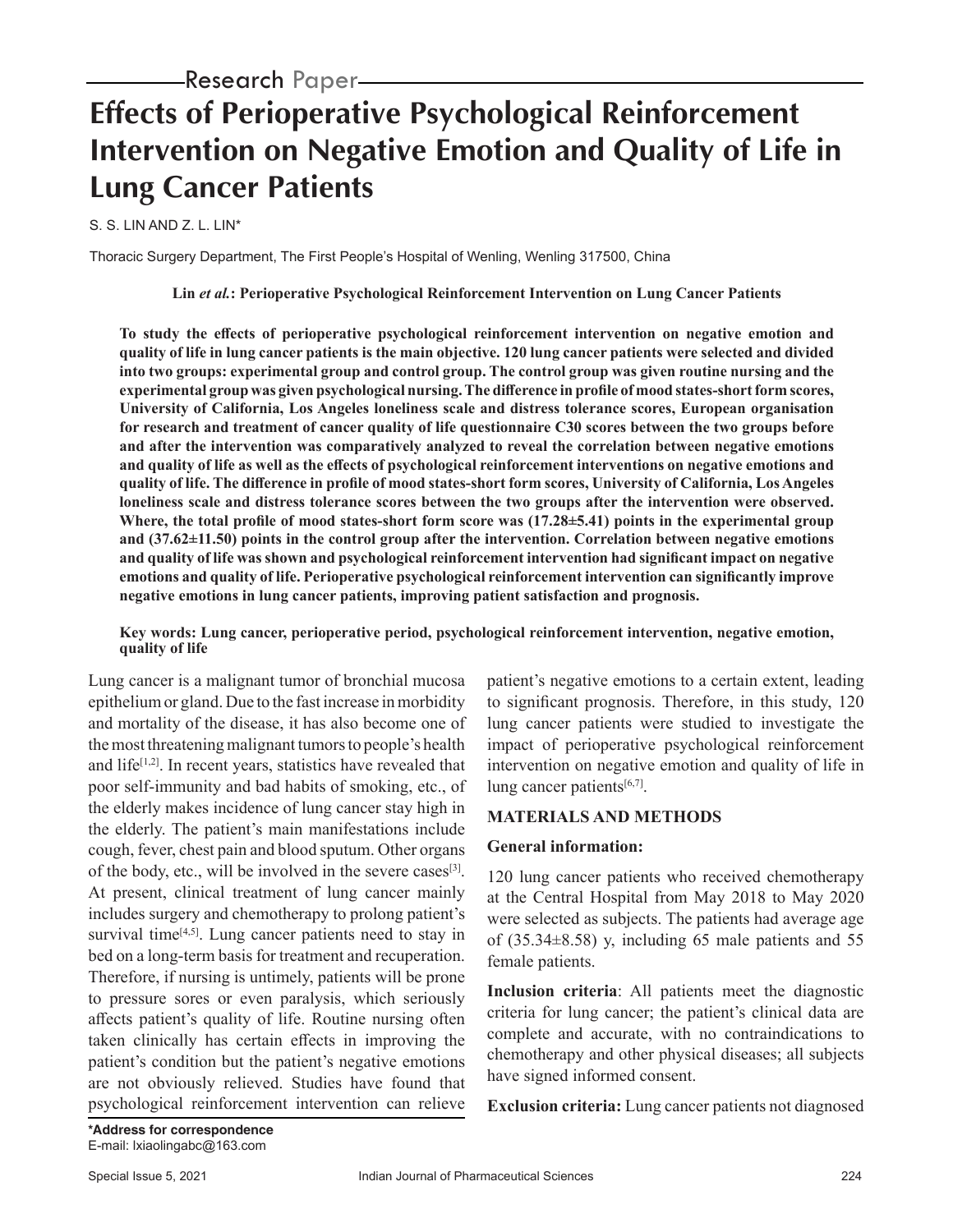Research Paper

# Effects of Perioperative Psychological Reinforcement Intervention on Negative Emotion and Quality of Life in Lung Cancer Patients

S. S. LIN AND Z. L. LIN*

Thoracic Surgery Department, The First People's Hospital of Wenling, Wenling 317500, China

**Lin *et al.*: Perioperative Psychological Reinforcement Intervention on Lung Cancer Patients**

**To study the effects of perioperative psychological reinforcement intervention on negative emotion and quality of life in lung cancer patients is the main objective. 120 lung cancer patients were selected and divided into two groups: experimental group and control group. The control group was given routine nursing and the experimental group was given psychological nursing. The difference in profile of mood states-short form scores, University of California, Los Angeles loneliness scale and distress tolerance scores, European organisation for research and treatment of cancer quality of life questionnaire C30 scores between the two groups before and after the intervention was comparatively analyzed to reveal the correlation between negative emotions and quality of life as well as the effects of psychological reinforcement interventions on negative emotions and quality of life. The difference in profile of mood states-short form scores, University of California, Los Angeles loneliness scale and distress tolerance scores between the two groups after the intervention were observed. Where, the total profile of mood states-short form score was (17.28±5.41) points in the experimental group and (37.62±11.50) points in the control group after the intervention. Correlation between negative emotions and quality of life was shown and psychological reinforcement intervention had significant impact on negative emotions and quality of life. Perioperative psychological reinforcement intervention can significantly improve negative emotions in lung cancer patients, improving patient satisfaction and prognosis.**

**Key words: Lung cancer, perioperative period, psychological reinforcement intervention, negative emotion, quality of life**

Lung cancer is a malignant tumor of bronchial mucosa epithelium or gland. Due to the fast increase in morbidity and mortality of the disease, it has also become one of the most threatening malignant tumors to people's health and life[1,2]. In recent years, statistics have revealed that poor self-immunity and bad habits of smoking, etc., of the elderly makes incidence of lung cancer stay high in the elderly. The patient's main manifestations include cough, fever, chest pain and blood sputum. Other organs of the body, etc., will be involved in the severe cases[3]. At present, clinical treatment of lung cancer mainly includes surgery and chemotherapy to prolong patient's survival time[4,5]. Lung cancer patients need to stay in bed on a long-term basis for treatment and recuperation. Therefore, if nursing is untimely, patients will be prone to pressure sores or even paralysis, which seriously affects patient's quality of life. Routine nursing often taken clinically has certain effects in improving the patient's condition but the patient's negative emotions are not obviously relieved. Studies have found that psychological reinforcement intervention can relieve patient's negative emotions to a certain extent, leading to significant prognosis. Therefore, in this study, 120 lung cancer patients were studied to investigate the impact of perioperative psychological reinforcement intervention on negative emotion and quality of life in lung cancer patients[6,7].

## MATERIALS AND METHODS

### General information:

120 lung cancer patients who received chemotherapy at the Central Hospital from May 2018 to May 2020 were selected as subjects. The patients had average age of (35.34±8.58) y, including 65 male patients and 55 female patients.

**Inclusion criteria**: All patients meet the diagnostic criteria for lung cancer; the patient's clinical data are complete and accurate, with no contraindications to chemotherapy and other physical diseases; all subjects have signed informed consent.

**Exclusion criteria:** Lung cancer patients not diagnosed

**\*Address for correspondence**
E-mail: lxiaolingabc@163.com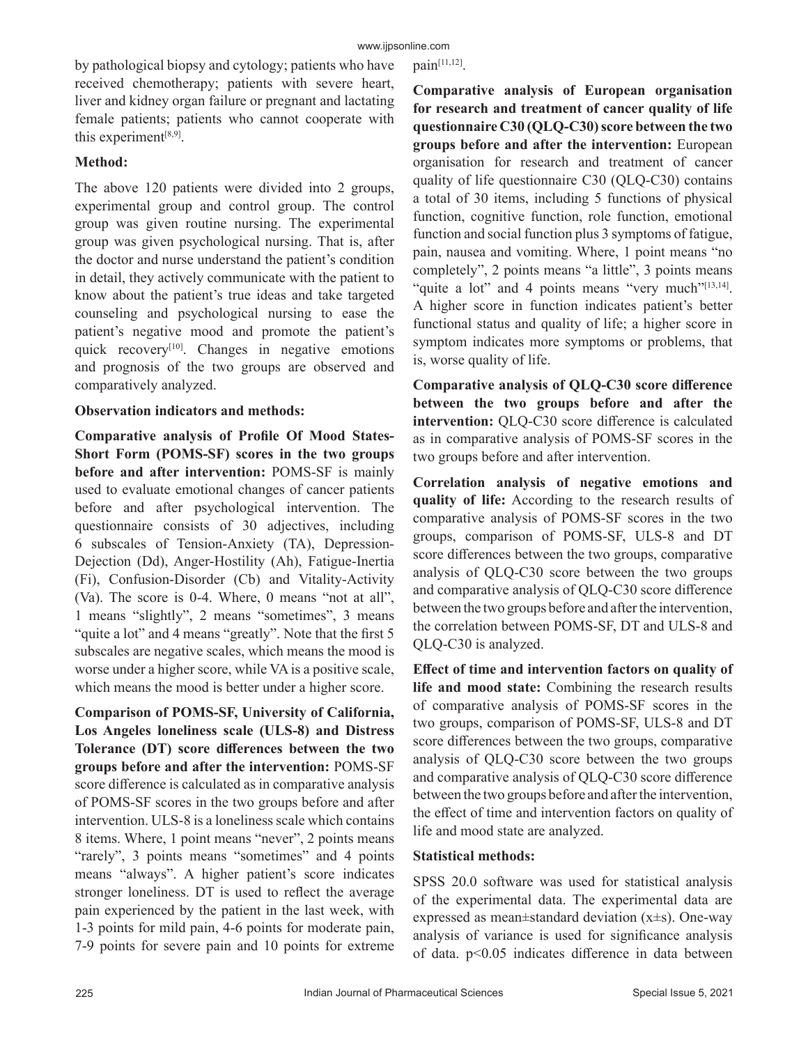by pathological biopsy and cytology; patients who have received chemotherapy; patients with severe heart, liver and kidney organ failure or pregnant and lactating female patients; patients who cannot cooperate with this experiment[8,9].

**Method:**

The above 120 patients were divided into 2 groups, experimental group and control group. The control group was given routine nursing. The experimental group was given psychological nursing. That is, after the doctor and nurse understand the patient's condition in detail, they actively communicate with the patient to know about the patient's true ideas and take targeted counseling and psychological nursing to ease the patient's negative mood and promote the patient's quick recovery[10]. Changes in negative emotions and prognosis of the two groups are observed and comparatively analyzed.

**Observation indicators and methods:**

**Comparative analysis of Profile Of Mood States-Short Form (POMS-SF) scores in the two groups before and after intervention:** POMS-SF is mainly used to evaluate emotional changes of cancer patients before and after psychological intervention. The questionnaire consists of 30 adjectives, including 6 subscales of Tension-Anxiety (TA), Depression-Dejection (Dd), Anger-Hostility (Ah), Fatigue-Inertia (Fi), Confusion-Disorder (Cb) and Vitality-Activity (Va). The score is 0-4. Where, 0 means "not at all", 1 means "slightly", 2 means "sometimes", 3 means "quite a lot" and 4 means "greatly". Note that the first 5 subscales are negative scales, which means the mood is worse under a higher score, while VA is a positive scale, which means the mood is better under a higher score.

**Comparison of POMS-SF, University of California, Los Angeles loneliness scale (ULS-8) and Distress Tolerance (DT) score differences between the two groups before and after the intervention:** POMS-SF score difference is calculated as in comparative analysis of POMS-SF scores in the two groups before and after intervention. ULS-8 is a loneliness scale which contains 8 items. Where, 1 point means "never", 2 points means "rarely", 3 points means "sometimes" and 4 points means "always". A higher patient's score indicates stronger loneliness. DT is used to reflect the average pain experienced by the patient in the last week, with 1-3 points for mild pain, 4-6 points for moderate pain, 7-9 points for severe pain and 10 points for extreme pain[11,12].

**Comparative analysis of European organisation for research and treatment of cancer quality of life questionnaire C30 (QLQ-C30) score between the two groups before and after the intervention:** European organisation for research and treatment of cancer quality of life questionnaire C30 (QLQ-C30) contains a total of 30 items, including 5 functions of physical function, cognitive function, role function, emotional function and social function plus 3 symptoms of fatigue, pain, nausea and vomiting. Where, 1 point means "no completely", 2 points means "a little", 3 points means "quite a lot" and 4 points means "very much"[13,14]. A higher score in function indicates patient's better functional status and quality of life; a higher score in symptom indicates more symptoms or problems, that is, worse quality of life.

**Comparative analysis of QLQ-C30 score difference between the two groups before and after the intervention:** QLQ-C30 score difference is calculated as in comparative analysis of POMS-SF scores in the two groups before and after intervention.

**Correlation analysis of negative emotions and quality of life:** According to the research results of comparative analysis of POMS-SF scores in the two groups, comparison of POMS-SF, ULS-8 and DT score differences between the two groups, comparative analysis of QLQ-C30 score between the two groups and comparative analysis of QLQ-C30 score difference between the two groups before and after the intervention, the correlation between POMS-SF, DT and ULS-8 and QLQ-C30 is analyzed.

**Effect of time and intervention factors on quality of life and mood state:** Combining the research results of comparative analysis of POMS-SF scores in the two groups, comparison of POMS-SF, ULS-8 and DT score differences between the two groups, comparative analysis of QLQ-C30 score between the two groups and comparative analysis of QLQ-C30 score difference between the two groups before and after the intervention, the effect of time and intervention factors on quality of life and mood state are analyzed.

**Statistical methods:**

SPSS 20.0 software was used for statistical analysis of the experimental data. The experimental data are expressed as mean±standard deviation (x±s). One-way analysis of variance is used for significance analysis of data. $p<0.05$ indicates difference in data between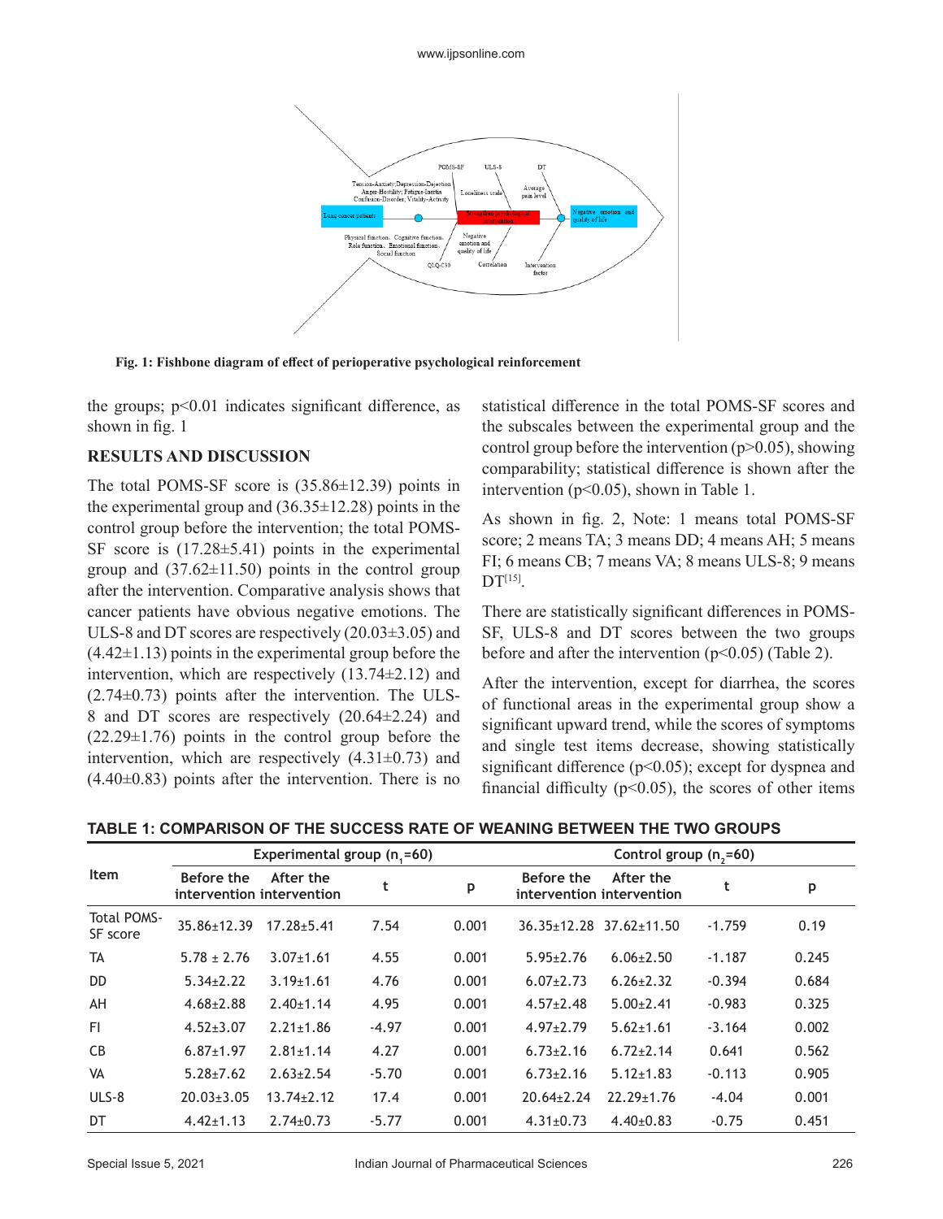Fig. 1: Fishbone diagram of effect of perioperative psychological reinforcement

the groups; $p<0.01$ indicates significant difference, as shown in fig. 1

## RESULTS AND DISCUSSION

The total POMS-SF score is (35.86±12.39) points in the experimental group and (36.35±12.28) points in the control group before the intervention; the total POMS-SF score is (17.28±5.41) points in the experimental group and (37.62±11.50) points in the control group after the intervention. Comparative analysis shows that cancer patients have obvious negative emotions. The ULS-8 and DT scores are respectively (20.03±3.05) and (4.42±1.13) points in the experimental group before the intervention, which are respectively (13.74±2.12) and (2.74±0.73) points after the intervention. The ULS-8 and DT scores are respectively (20.64±2.24) and (22.29±1.76) points in the control group before the intervention, which are respectively (4.31±0.73) and (4.40±0.83) points after the intervention. There is no statistical difference in the total POMS-SF scores and the subscales between the experimental group and the control group before the intervention ($p>0.05$), showing comparability; statistical difference is shown after the intervention ($p<0.05$), shown in Table 1.

As shown in fig. 2, Note: 1 means total POMS-SF score; 2 means TA; 3 means DD; 4 means AH; 5 means FI; 6 means CB; 7 means VA; 8 means ULS-8; 9 means DT[15].

There are statistically significant differences in POMS-SF, ULS-8 and DT scores between the two groups before and after the intervention ($p<0.05$) (Table 2).

After the intervention, except for diarrhea, the scores of functional areas in the experimental group show a significant upward trend, while the scores of symptoms and single test items decrease, showing statistically significant difference ($p<0.05$); except for dyspnea and financial difficulty ($p<0.05$), the scores of other items

**TABLE 1: COMPARISON OF THE SUCCESS RATE OF WEANING BETWEEN THE TWO GROUPS**

| Item | Experimental group ($n_1$=60) | | | | Control group ($n_2$=60) | | | |
|---|---|---|---|---|---|---|---|---|
| | Before the intervention | After the intervention | t | p | Before the intervention | After the intervention | t | p |
| Total POMS-SF score | 35.86±12.39 | 17.28±5.41 | 7.54 | 0.001 | 36.35±12.28 | 37.62±11.50 | -1.759 | 0.19 |
| TA | 5.78 ± 2.76 | 3.07±1.61 | 4.55 | 0.001 | 5.95±2.76 | 6.06±2.50 | -1.187 | 0.245 |
| DD | 5.34±2.22 | 3.19±1.61 | 4.76 | 0.001 | 6.07±2.73 | 6.26±2.32 | -0.394 | 0.684 |
| AH | 4.68±2.88 | 2.40±1.14 | 4.95 | 0.001 | 4.57±2.48 | 5.00±2.41 | -0.983 | 0.325 |
| FI | 4.52±3.07 | 2.21±1.86 | -4.97 | 0.001 | 4.97±2.79 | 5.62±1.61 | -3.164 | 0.002 |
| CB | 6.87±1.97 | 2.81±1.14 | 4.27 | 0.001 | 6.73±2.16 | 6.72±2.14 | 0.641 | 0.562 |
| VA | 5.28±7.62 | 2.63±2.54 | -5.70 | 0.001 | 6.73±2.16 | 5.12±1.83 | -0.113 | 0.905 |
| ULS-8 | 20.03±3.05 | 13.74±2.12 | 17.4 | 0.001 | 20.64±2.24 | 22.29±1.76 | -4.04 | 0.001 |
| DT | 4.42±1.13 | 2.74±0.73 | -5.77 | 0.001 | 4.31±0.73 | 4.40±0.83 | -0.75 | 0.451 |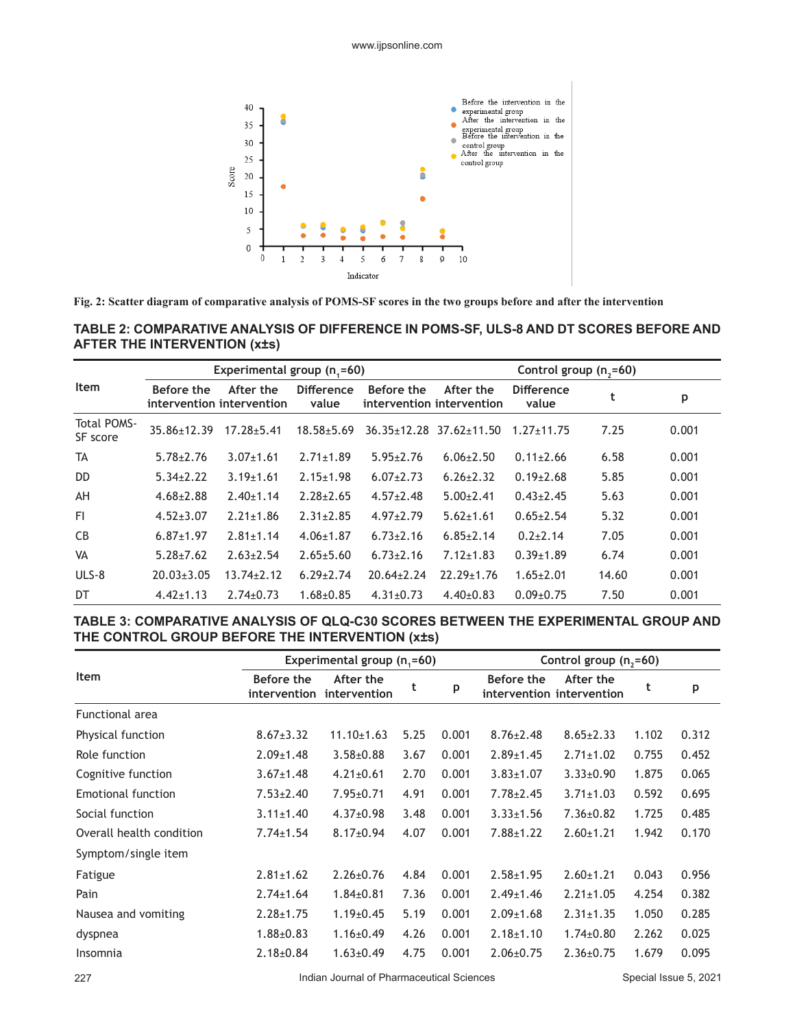Fig. 2: Scatter diagram of comparative analysis of POMS-SF scores in the two groups before and after the intervention

**TABLE 2: COMPARATIVE ANALYSIS OF DIFFERENCE IN POMS-SF, ULS-8 AND DT SCORES BEFORE AND AFTER THE INTERVENTION (x±s)**

| Item | Experimental group ($n_1$=60) | | | Control group ($n_2$=60) | | | t | p |
|---|---|---|---|---|---|---|---|---|
| | Before the intervention | After the intervention | Difference value | Before the intervention | After the intervention | Difference value | | |
| Total POMS-SF score | 35.86±12.39 | 17.28±5.41 | 18.58±5.69 | 36.35±12.28 | 37.62±11.50 | 1.27±11.75 | 7.25 | 0.001 |
| TA | 5.78±2.76 | 3.07±1.61 | 2.71±1.89 | 5.95±2.76 | 6.06±2.50 | 0.11±2.66 | 6.58 | 0.001 |
| DD | 5.34±2.22 | 3.19±1.61 | 2.15±1.98 | 6.07±2.73 | 6.26±2.32 | 0.19±2.68 | 5.85 | 0.001 |
| AH | 4.68±2.88 | 2.40±1.14 | 2.28±2.65 | 4.57±2.48 | 5.00±2.41 | 0.43±2.45 | 5.63 | 0.001 |
| FI | 4.52±3.07 | 2.21±1.86 | 2.31±2.85 | 4.97±2.79 | 5.62±1.61 | 0.65±2.54 | 5.32 | 0.001 |
| CB | 6.87±1.97 | 2.81±1.14 | 4.06±1.87 | 6.73±2.16 | 6.85±2.14 | 0.2±2.14 | 7.05 | 0.001 |
| VA | 5.28±7.62 | 2.63±2.54 | 2.65±5.60 | 6.73±2.16 | 7.12±1.83 | 0.39±1.89 | 6.74 | 0.001 |
| ULS-8 | 20.03±3.05 | 13.74±2.12 | 6.29±2.74 | 20.64±2.24 | 22.29±1.76 | 1.65±2.01 | 14.60 | 0.001 |
| DT | 4.42±1.13 | 2.74±0.73 | 1.68±0.85 | 4.31±0.73 | 4.40±0.83 | 0.09±0.75 | 7.50 | 0.001 |

**TABLE 3: COMPARATIVE ANALYSIS OF QLQ-C30 SCORES BETWEEN THE EXPERIMENTAL GROUP AND THE CONTROL GROUP BEFORE THE INTERVENTION (x±s)**

| Item | Experimental group ($n_1$=60) | | | | Control group ($n_2$=60) | | | |
|---|---|---|---|---|---|---|---|---|
| | Before the intervention | After the intervention | t | p | Before the intervention | After the intervention | t | p |
| Functional area | | | | | | | | |
| Physical function | 8.67±3.32 | 11.10±1.63 | 5.25 | 0.001 | 8.76±2.48 | 8.65±2.33 | 1.102 | 0.312 |
| Role function | 2.09±1.48 | 3.58±0.88 | 3.67 | 0.001 | 2.89±1.45 | 2.71±1.02 | 0.755 | 0.452 |
| Cognitive function | 3.67±1.48 | 4.21±0.61 | 2.70 | 0.001 | 3.83±1.07 | 3.33±0.90 | 1.875 | 0.065 |
| Emotional function | 7.53±2.40 | 7.95±0.71 | 4.91 | 0.001 | 7.78±2.45 | 3.71±1.03 | 0.592 | 0.695 |
| Social function | 3.11±1.40 | 4.37±0.98 | 3.48 | 0.001 | 3.33±1.56 | 7.36±0.82 | 1.725 | 0.485 |
| Overall health condition | 7.74±1.54 | 8.17±0.94 | 4.07 | 0.001 | 7.88±1.22 | 2.60±1.21 | 1.942 | 0.170 |
| Symptom/single item | | | | | | | | |
| Fatigue | 2.81±1.62 | 2.26±0.76 | 4.84 | 0.001 | 2.58±1.95 | 2.60±1.21 | 0.043 | 0.956 |
| Pain | 2.74±1.64 | 1.84±0.81 | 7.36 | 0.001 | 2.49±1.46 | 2.21±1.05 | 4.254 | 0.382 |
| Nausea and vomiting | 2.28±1.75 | 1.19±0.45 | 5.19 | 0.001 | 2.09±1.68 | 2.31±1.35 | 1.050 | 0.285 |
| dyspnea | 1.88±0.83 | 1.16±0.49 | 4.26 | 0.001 | 2.18±1.10 | 1.74±0.80 | 2.262 | 0.025 |
| Insomnia | 2.18±0.84 | 1.63±0.49 | 4.75 | 0.001 | 2.06±0.75 | 2.36±0.75 | 1.679 | 0.095 |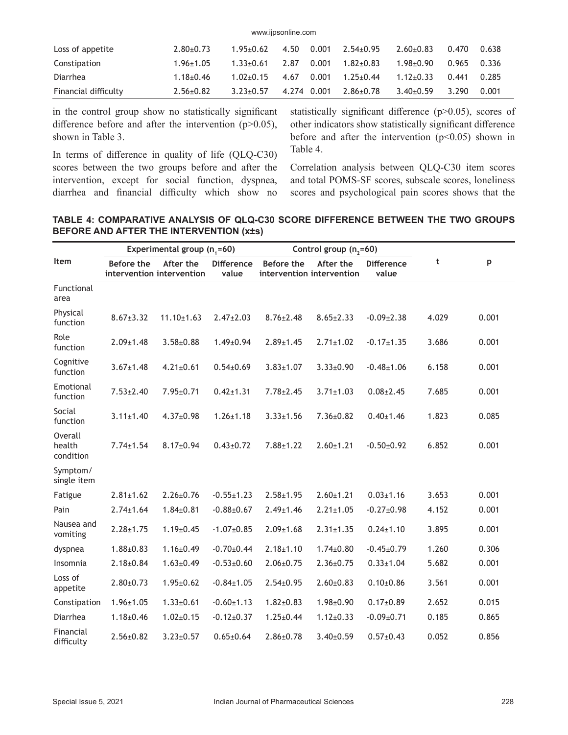| Loss of appetite | 2.80±0.73 | 1.95±0.62 | 4.50 | 0.001 | 2.54±0.95 | 2.60±0.83 | 0.470 | 0.638 |
|---|---|---|---|---|---|---|---|---|
| Constipation | 1.96±1.05 | 1.33±0.61 | 2.87 | 0.001 | 1.82±0.83 | 1.98±0.90 | 0.965 | 0.336 |
| Diarrhea | 1.18±0.46 | 1.02±0.15 | 4.67 | 0.001 | 1.25±0.44 | 1.12±0.33 | 0.441 | 0.285 |
| Financial difficulty | 2.56±0.82 | 3.23±0.57 | 4.274 | 0.001 | 2.86±0.78 | 3.40±0.59 | 3.290 | 0.001 |

in the control group show no statistically significant difference before and after the intervention (p>0.05), shown in Table 3.

In terms of difference in quality of life (QLQ-C30) scores between the two groups before and after the intervention, except for social function, dyspnea, diarrhea and financial difficulty which show no statistically significant difference (p>0.05), scores of other indicators show statistically significant difference before and after the intervention (p<0.05) shown in Table 4.

Correlation analysis between QLQ-C30 item scores and total POMS-SF scores, subscale scores, loneliness scores and psychological pain scores shows that the

**TABLE 4: COMPARATIVE ANALYSIS OF QLQ-C30 SCORE DIFFERENCE BETWEEN THE TWO GROUPS BEFORE AND AFTER THE INTERVENTION (x±s)**

| Item | Experimental group ($n_1$=60) | | | Control group ($n_2$=60) | | | t | p |
|---|---|---|---|---|---|---|---|---|
| | Before the intervention | After the intervention | Difference value | Before the intervention | After the intervention | Difference value | | |
| Functional area | | | | | | | | |
| Physical function | 8.67±3.32 | 11.10±1.63 | 2.47±2.03 | 8.76±2.48 | 8.65±2.33 | -0.09±2.38 | 4.029 | 0.001 |
| Role function | 2.09±1.48 | 3.58±0.88 | 1.49±0.94 | 2.89±1.45 | 2.71±1.02 | -0.17±1.35 | 3.686 | 0.001 |
| Cognitive function | 3.67±1.48 | 4.21±0.61 | 0.54±0.69 | 3.83±1.07 | 3.33±0.90 | -0.48±1.06 | 6.158 | 0.001 |
| Emotional function | 7.53±2.40 | 7.95±0.71 | 0.42±1.31 | 7.78±2.45 | 3.71±1.03 | 0.08±2.45 | 7.685 | 0.001 |
| Social function | 3.11±1.40 | 4.37±0.98 | 1.26±1.18 | 3.33±1.56 | 7.36±0.82 | 0.40±1.46 | 1.823 | 0.085 |
| Overall health condition | 7.74±1.54 | 8.17±0.94 | 0.43±0.72 | 7.88±1.22 | 2.60±1.21 | -0.50±0.92 | 6.852 | 0.001 |
| Symptom/ single item | | | | | | | | |
| Fatigue | 2.81±1.62 | 2.26±0.76 | -0.55±1.23 | 2.58±1.95 | 2.60±1.21 | 0.03±1.16 | 3.653 | 0.001 |
| Pain | 2.74±1.64 | 1.84±0.81 | -0.88±0.67 | 2.49±1.46 | 2.21±1.05 | -0.27±0.98 | 4.152 | 0.001 |
| Nausea and vomiting | 2.28±1.75 | 1.19±0.45 | -1.07±0.85 | 2.09±1.68 | 2.31±1.35 | 0.24±1.10 | 3.895 | 0.001 |
| dyspnea | 1.88±0.83 | 1.16±0.49 | -0.70±0.44 | 2.18±1.10 | 1.74±0.80 | -0.45±0.79 | 1.260 | 0.306 |
| Insomnia | 2.18±0.84 | 1.63±0.49 | -0.53±0.60 | 2.06±0.75 | 2.36±0.75 | 0.33±1.04 | 5.682 | 0.001 |
| Loss of appetite | 2.80±0.73 | 1.95±0.62 | -0.84±1.05 | 2.54±0.95 | 2.60±0.83 | 0.10±0.86 | 3.561 | 0.001 |
| Constipation | 1.96±1.05 | 1.33±0.61 | -0.60±1.13 | 1.82±0.83 | 1.98±0.90 | 0.17±0.89 | 2.652 | 0.015 |
| Diarrhea | 1.18±0.46 | 1.02±0.15 | -0.12±0.37 | 1.25±0.44 | 1.12±0.33 | -0.09±0.71 | 0.185 | 0.865 |
| Financial difficulty | 2.56±0.82 | 3.23±0.57 | 0.65±0.64 | 2.86±0.78 | 3.40±0.59 | 0.57±0.43 | 0.052 | 0.856 |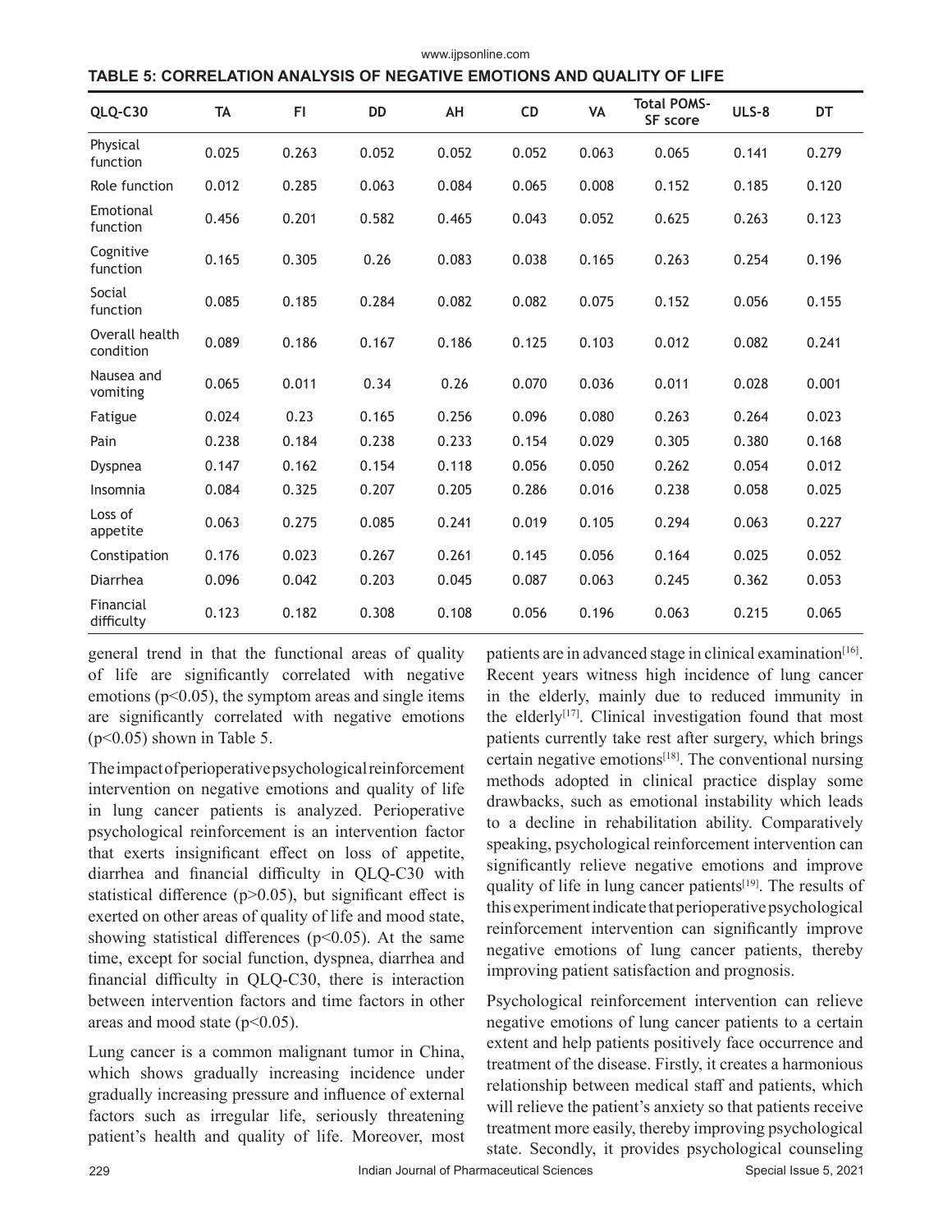**TABLE 5: CORRELATION ANALYSIS OF NEGATIVE EMOTIONS AND QUALITY OF LIFE**

| QLQ-C30 | TA | FI | DD | AH | CD | VA | Total POMS-SF score | ULS-8 | DT |
|---|---|---|---|---|---|---|---|---|---|
| Physical function | 0.025 | 0.263 | 0.052 | 0.052 | 0.052 | 0.063 | 0.065 | 0.141 | 0.279 |
| Role function | 0.012 | 0.285 | 0.063 | 0.084 | 0.065 | 0.008 | 0.152 | 0.185 | 0.120 |
| Emotional function | 0.456 | 0.201 | 0.582 | 0.465 | 0.043 | 0.052 | 0.625 | 0.263 | 0.123 |
| Cognitive function | 0.165 | 0.305 | 0.26 | 0.083 | 0.038 | 0.165 | 0.263 | 0.254 | 0.196 |
| Social function | 0.085 | 0.185 | 0.284 | 0.082 | 0.082 | 0.075 | 0.152 | 0.056 | 0.155 |
| Overall health condition | 0.089 | 0.186 | 0.167 | 0.186 | 0.125 | 0.103 | 0.012 | 0.082 | 0.241 |
| Nausea and vomiting | 0.065 | 0.011 | 0.34 | 0.26 | 0.070 | 0.036 | 0.011 | 0.028 | 0.001 |
| Fatigue | 0.024 | 0.23 | 0.165 | 0.256 | 0.096 | 0.080 | 0.263 | 0.264 | 0.023 |
| Pain | 0.238 | 0.184 | 0.238 | 0.233 | 0.154 | 0.029 | 0.305 | 0.380 | 0.168 |
| Dyspnea | 0.147 | 0.162 | 0.154 | 0.118 | 0.056 | 0.050 | 0.262 | 0.054 | 0.012 |
| Insomnia | 0.084 | 0.325 | 0.207 | 0.205 | 0.286 | 0.016 | 0.238 | 0.058 | 0.025 |
| Loss of appetite | 0.063 | 0.275 | 0.085 | 0.241 | 0.019 | 0.105 | 0.294 | 0.063 | 0.227 |
| Constipation | 0.176 | 0.023 | 0.267 | 0.261 | 0.145 | 0.056 | 0.164 | 0.025 | 0.052 |
| Diarrhea | 0.096 | 0.042 | 0.203 | 0.045 | 0.087 | 0.063 | 0.245 | 0.362 | 0.053 |
| Financial difficulty | 0.123 | 0.182 | 0.308 | 0.108 | 0.056 | 0.196 | 0.063 | 0.215 | 0.065 |

general trend in that the functional areas of quality of life are significantly correlated with negative emotions ($p<0.05$), the symptom areas and single items are significantly correlated with negative emotions ($p<0.05$) shown in Table 5.

The impact of perioperative psychological reinforcement intervention on negative emotions and quality of life in lung cancer patients is analyzed. Perioperative psychological reinforcement is an intervention factor that exerts insignificant effect on loss of appetite, diarrhea and financial difficulty in QLQ-C30 with statistical difference ($p>0.05$), but significant effect is exerted on other areas of quality of life and mood state, showing statistical differences ($p<0.05$). At the same time, except for social function, dyspnea, diarrhea and financial difficulty in QLQ-C30, there is interaction between intervention factors and time factors in other areas and mood state ($p<0.05$).

Lung cancer is a common malignant tumor in China, which shows gradually increasing incidence under gradually increasing pressure and influence of external factors such as irregular life, seriously threatening patient's health and quality of life. Moreover, most patients are in advanced stage in clinical examination[16]. Recent years witness high incidence of lung cancer in the elderly, mainly due to reduced immunity in the elderly[17]. Clinical investigation found that most patients currently take rest after surgery, which brings certain negative emotions[18]. The conventional nursing methods adopted in clinical practice display some drawbacks, such as emotional instability which leads to a decline in rehabilitation ability. Comparatively speaking, psychological reinforcement intervention can significantly relieve negative emotions and improve quality of life in lung cancer patients[19]. The results of this experiment indicate that perioperative psychological reinforcement intervention can significantly improve negative emotions of lung cancer patients, thereby improving patient satisfaction and prognosis.

Psychological reinforcement intervention can relieve negative emotions of lung cancer patients to a certain extent and help patients positively face occurrence and treatment of the disease. Firstly, it creates a harmonious relationship between medical staff and patients, which will relieve the patient's anxiety so that patients receive treatment more easily, thereby improving psychological state. Secondly, it provides psychological counseling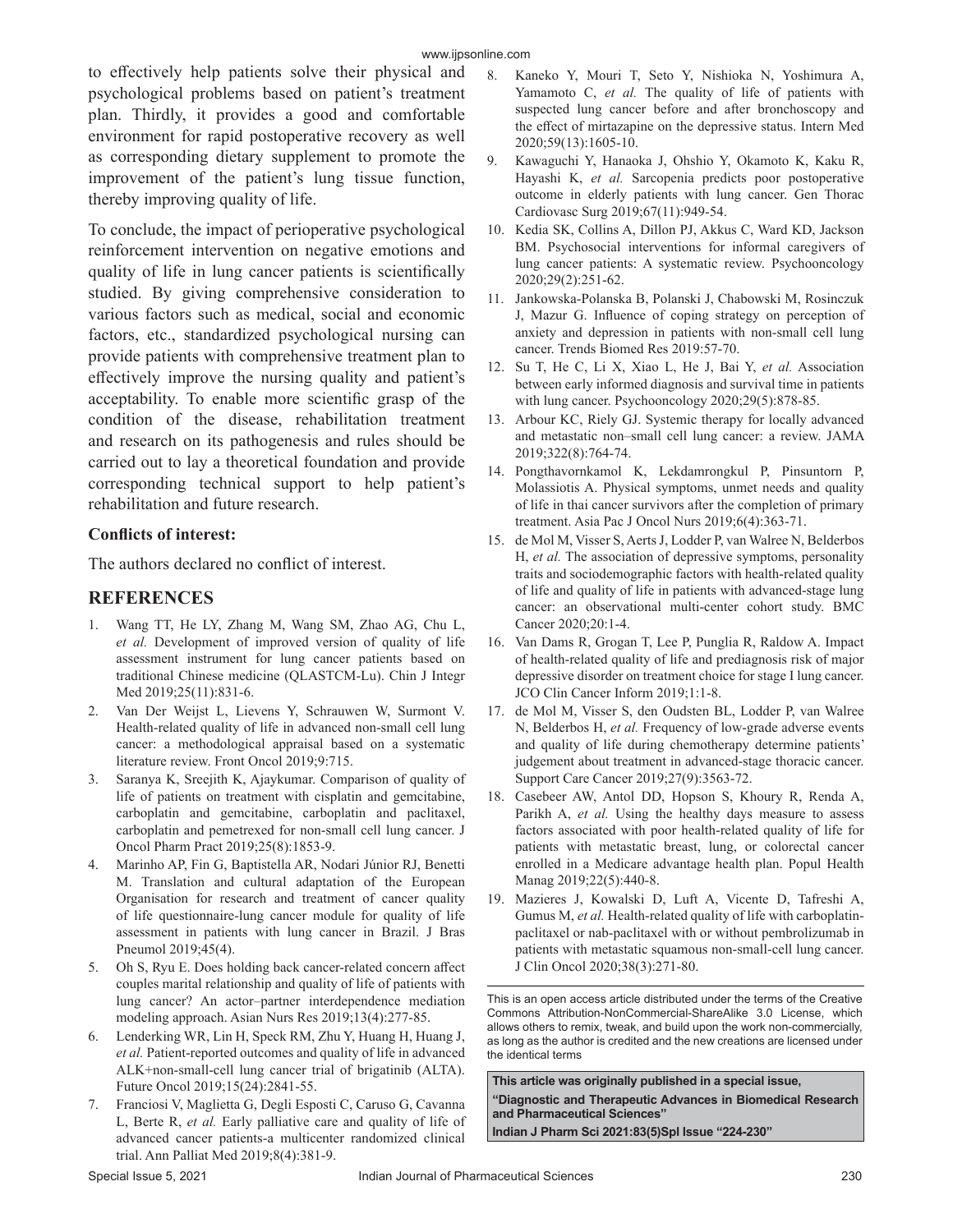to effectively help patients solve their physical and psychological problems based on patient's treatment plan. Thirdly, it provides a good and comfortable environment for rapid postoperative recovery as well as corresponding dietary supplement to promote the improvement of the patient's lung tissue function, thereby improving quality of life.

To conclude, the impact of perioperative psychological reinforcement intervention on negative emotions and quality of life in lung cancer patients is scientifically studied. By giving comprehensive consideration to various factors such as medical, social and economic factors, etc., standardized psychological nursing can provide patients with comprehensive treatment plan to effectively improve the nursing quality and patient's acceptability. To enable more scientific grasp of the condition of the disease, rehabilitation treatment and research on its pathogenesis and rules should be carried out to lay a theoretical foundation and provide corresponding technical support to help patient's rehabilitation and future research.

**Conflicts of interest:**

The authors declared no conflict of interest.

## REFERENCES

1. Wang TT, He LY, Zhang M, Wang SM, Zhao AG, Chu L, *et al.* Development of improved version of quality of life assessment instrument for lung cancer patients based on traditional Chinese medicine (QLASTCM-Lu). Chin J Integr Med 2019;25(11):831-6.
2. Van Der Weijst L, Lievens Y, Schrauwen W, Surmont V. Health-related quality of life in advanced non-small cell lung cancer: a methodological appraisal based on a systematic literature review. Front Oncol 2019;9:715.
3. Saranya K, Sreejith K, Ajaykumar. Comparison of quality of life of patients on treatment with cisplatin and gemcitabine, carboplatin and gemcitabine, carboplatin and paclitaxel, carboplatin and pemetrexed for non-small cell lung cancer. J Oncol Pharm Pract 2019;25(8):1853-9.
4. Marinho AP, Fin G, Baptistella AR, Nodari Júnior RJ, Benetti M. Translation and cultural adaptation of the European Organisation for research and treatment of cancer quality of life questionnaire-lung cancer module for quality of life assessment in patients with lung cancer in Brazil. J Bras Pneumol 2019;45(4).
5. Oh S, Ryu E. Does holding back cancer-related concern affect couples marital relationship and quality of life of patients with lung cancer? An actor–partner interdependence mediation modeling approach. Asian Nurs Res 2019;13(4):277-85.
6. Lenderking WR, Lin H, Speck RM, Zhu Y, Huang H, Huang J, *et al.* Patient-reported outcomes and quality of life in advanced ALK+non-small-cell lung cancer trial of brigatinib (ALTA). Future Oncol 2019;15(24):2841-55.
7. Franciosi V, Maglietta G, Degli Esposti C, Caruso G, Cavanna L, Berte R, *et al.* Early palliative care and quality of life of advanced cancer patients-a multicenter randomized clinical trial. Ann Palliat Med 2019;8(4):381-9.
8. Kaneko Y, Mouri T, Seto Y, Nishioka N, Yoshimura A, Yamamoto C, *et al.* The quality of life of patients with suspected lung cancer before and after bronchoscopy and the effect of mirtazapine on the depressive status. Intern Med 2020;59(13):1605-10.
9. Kawaguchi Y, Hanaoka J, Ohshio Y, Okamoto K, Kaku R, Hayashi K, *et al.* Sarcopenia predicts poor postoperative outcome in elderly patients with lung cancer. Gen Thorac Cardiovasc Surg 2019;67(11):949-54.
10. Kedia SK, Collins A, Dillon PJ, Akkus C, Ward KD, Jackson BM. Psychosocial interventions for informal caregivers of lung cancer patients: A systematic review. Psychooncology 2020;29(2):251-62.
11. Jankowska-Polanska B, Polanski J, Chabowski M, Rosinczuk J, Mazur G. Influence of coping strategy on perception of anxiety and depression in patients with non-small cell lung cancer. Trends Biomed Res 2019:57-70.
12. Su T, He C, Li X, Xiao L, He J, Bai Y, *et al.* Association between early informed diagnosis and survival time in patients with lung cancer. Psychooncology 2020;29(5):878-85.
13. Arbour KC, Riely GJ. Systemic therapy for locally advanced and metastatic non–small cell lung cancer: a review. JAMA 2019;322(8):764-74.
14. Pongthavornkamol K, Lekdamrongkul P, Pinsuntorn P, Molassiotis A. Physical symptoms, unmet needs and quality of life in thai cancer survivors after the completion of primary treatment. Asia Pac J Oncol Nurs 2019;6(4):363-71.
15. de Mol M, Visser S, Aerts J, Lodder P, van Walree N, Belderbos H, *et al.* The association of depressive symptoms, personality traits and sociodemographic factors with health-related quality of life and quality of life in patients with advanced-stage lung cancer: an observational multi-center cohort study. BMC Cancer 2020;20:1-4.
16. Van Dams R, Grogan T, Lee P, Punglia R, Raldow A. Impact of health-related quality of life and prediagnosis risk of major depressive disorder on treatment choice for stage I lung cancer. JCO Clin Cancer Inform 2019;1:1-8.
17. de Mol M, Visser S, den Oudsten BL, Lodder P, van Walree N, Belderbos H, *et al.* Frequency of low-grade adverse events and quality of life during chemotherapy determine patients' judgement about treatment in advanced-stage thoracic cancer. Support Care Cancer 2019;27(9):3563-72.
18. Casebeer AW, Antol DD, Hopson S, Khoury R, Renda A, Parikh A, *et al.* Using the healthy days measure to assess factors associated with poor health-related quality of life for patients with metastatic breast, lung, or colorectal cancer enrolled in a Medicare advantage health plan. Popul Health Manag 2019;22(5):440-8.
19. Mazieres J, Kowalski D, Luft A, Vicente D, Tafreshi A, Gumus M, *et al.* Health-related quality of life with carboplatin-paclitaxel or nab-paclitaxel with or without pembrolizumab in patients with metastatic squamous non-small-cell lung cancer. J Clin Oncol 2020;38(3):271-80.

This is an open access article distributed under the terms of the Creative Commons Attribution-NonCommercial-ShareAlike 3.0 License, which allows others to remix, tweak, and build upon the work non-commercially, as long as the author is credited and the new creations are licensed under the identical terms

**This article was originally published in a special issue, "Diagnostic and Therapeutic Advances in Biomedical Research and Pharmaceutical Sciences"**
**Indian J Pharm Sci 2021:83(5)Spl Issue "224-230"**